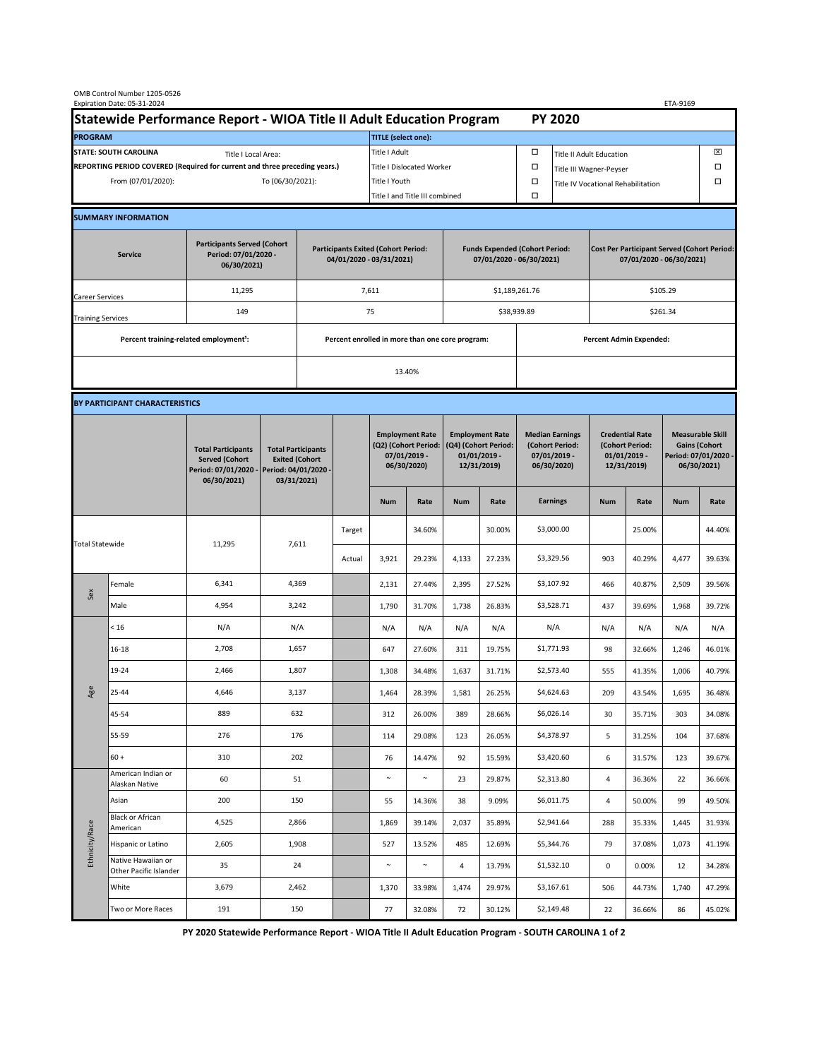OMB Control Number 1205-0526
Expiration Date: 05-31-2024

ETA-9169

# Statewide Performance Report - WIOA Title II Adult Education Program — PY 2020

| PROGRAM | | TITLE (select one): | | | |
|---|---|---|---|---|---|
| STATE: SOUTH CAROLINA | Title I Local Area: | Title I Adult | ☐ | Title II Adult Education | ☒ |
| REPORTING PERIOD COVERED (Required for current and three preceding years.) | | Title I Dislocated Worker | ☐ | Title III Wagner-Peyser | ☐ |
| From (07/01/2020): | To (06/30/2021): | Title I Youth | ☐ | Title IV Vocational Rehabilitation | ☐ |
| | | Title I and Title III combined | ☐ | | |

## SUMMARY INFORMATION

| Service | Participants Served (Cohort Period: 07/01/2020 - 06/30/2021) | Participants Exited (Cohort Period: 04/01/2020 - 03/31/2021) | Funds Expended (Cohort Period: 07/01/2020 - 06/30/2021) | Cost Per Participant Served (Cohort Period: 07/01/2020 - 06/30/2021) |
|---|---|---|---|---|
| Career Services | 11,295 | 7,611 | $1,189,261.76 | $105.29 |
| Training Services | 149 | 75 | $38,939.89 | $261.34 |

| Percent training-related employment[1]: | Percent enrolled in more than one core program: | Percent Admin Expended: |
|---|---|---|
| | 13.40% | |

## BY PARTICIPANT CHARACTERISTICS

| | | Total Participants Served (Cohort Period: 07/01/2020 - 06/30/2021) | Total Participants Exited (Cohort Period: 04/01/2020 - 03/31/2021) | | Employment Rate (Q2) (Cohort Period: 07/01/2019 - 06/30/2020) | | Employment Rate (Q4) (Cohort Period: 01/01/2019 - 12/31/2019) | | Median Earnings (Cohort Period: 07/01/2019 - 06/30/2020) | Credential Rate (Cohort Period: 01/01/2019 - 12/31/2019) | | Measurable Skill Gains (Cohort Period: 07/01/2020 - 06/30/2021) | |
|---|---|---|---|---|---|---|---|---|---|---|---|---|---|
| | | | | | Num | Rate | Num | Rate | Earnings | Num | Rate | Num | Rate |
| Total Statewide | | 11,295 | 7,611 | Target | | 34.60% | | 30.00% | $3,000.00 | | 25.00% | | 44.40% |
| | | | | Actual | 3,921 | 29.23% | 4,133 | 27.23% | $3,329.56 | 903 | 40.29% | 4,477 | 39.63% |
| Sex | Female | 6,341 | 4,369 | | 2,131 | 27.44% | 2,395 | 27.52% | $3,107.92 | 466 | 40.87% | 2,509 | 39.56% |
| | Male | 4,954 | 3,242 | | 1,790 | 31.70% | 1,738 | 26.83% | $3,528.71 | 437 | 39.69% | 1,968 | 39.72% |
| Age | < 16 | N/A | N/A | | N/A | N/A | N/A | N/A | N/A | N/A | N/A | N/A | N/A |
| | 16-18 | 2,708 | 1,657 | | 647 | 27.60% | 311 | 19.75% | $1,771.93 | 98 | 32.66% | 1,246 | 46.01% |
| | 19-24 | 2,466 | 1,807 | | 1,308 | 34.48% | 1,637 | 31.71% | $2,573.40 | 555 | 41.35% | 1,006 | 40.79% |
| | 25-44 | 4,646 | 3,137 | | 1,464 | 28.39% | 1,581 | 26.25% | $4,624.63 | 209 | 43.54% | 1,695 | 36.48% |
| | 45-54 | 889 | 632 | | 312 | 26.00% | 389 | 28.66% | $6,026.14 | 30 | 35.71% | 303 | 34.08% |
| | 55-59 | 276 | 176 | | 114 | 29.08% | 123 | 26.05% | $4,378.97 | 5 | 31.25% | 104 | 37.68% |
| | 60 + | 310 | 202 | | 76 | 14.47% | 92 | 15.59% | $3,420.60 | 6 | 31.57% | 123 | 39.67% |
| Ethnicity/Race | American Indian or Alaskan Native | 60 | 51 | | ~ | ~ | 23 | 29.87% | $2,313.80 | 4 | 36.36% | 22 | 36.66% |
| | Asian | 200 | 150 | | 55 | 14.36% | 38 | 9.09% | $6,011.75 | 4 | 50.00% | 99 | 49.50% |
| | Black or African American | 4,525 | 2,866 | | 1,869 | 39.14% | 2,037 | 35.89% | $2,941.64 | 288 | 35.33% | 1,445 | 31.93% |
| | Hispanic or Latino | 2,605 | 1,908 | | 527 | 13.52% | 485 | 12.69% | $5,344.76 | 79 | 37.08% | 1,073 | 41.19% |
| | Native Hawaiian or Other Pacific Islander | 35 | 24 | | ~ | ~ | 4 | 13.79% | $1,532.10 | 0 | 0.00% | 12 | 34.28% |
| | White | 3,679 | 2,462 | | 1,370 | 33.98% | 1,474 | 29.97% | $3,167.61 | 506 | 44.73% | 1,740 | 47.29% |
| | Two or More Races | 191 | 150 | | 77 | 32.08% | 72 | 30.12% | $2,149.48 | 22 | 36.66% | 86 | 45.02% |

PY 2020 Statewide Performance Report - WIOA Title II Adult Education Program - SOUTH CAROLINA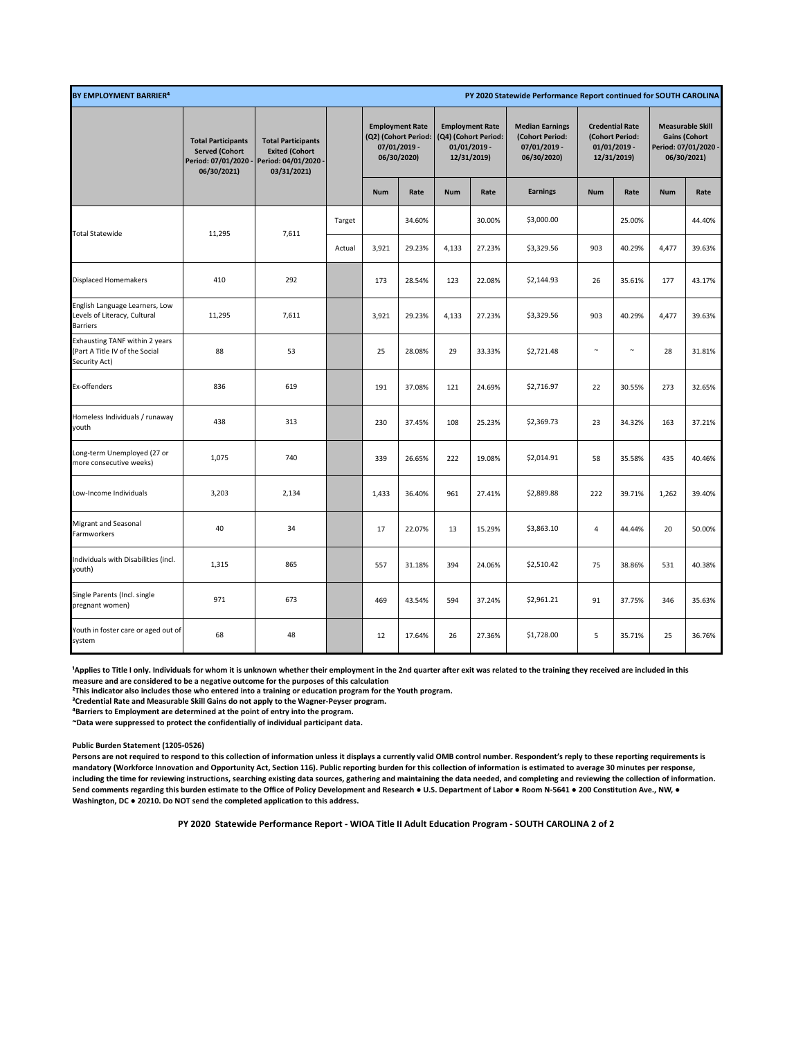| BY EMPLOYMENT BARRIER[4] | PY 2020 Statewide Performance Report continued for SOUTH CAROLINA | | | | | | | | | | | | |
|---|---|---|---|---|---|---|---|---|---|---|---|---|---|
| | Total Participants Served (Cohort Period: 07/01/2020 - 06/30/2021) | Total Participants Exited (Cohort Period: 04/01/2020 - 03/31/2021) | | Employment Rate (Q2) (Cohort Period: 07/01/2019 - 06/30/2020) | | Employment Rate (Q4) (Cohort Period: 01/01/2019 - 12/31/2019) | | Median Earnings (Cohort Period: 07/01/2019 - 06/30/2020) | Credential Rate (Cohort Period: 01/01/2019 - 12/31/2019) | | Measurable Skill Gains (Cohort Period: 07/01/2020 - 06/30/2021) | |
| | | | | Num | Rate | Num | Rate | Earnings | Num | Rate | Num | Rate |
| Total Statewide | 11,295 | 7,611 | Target | | 34.60% | | 30.00% | $3,000.00 | | 25.00% | | 44.40% |
| | | | Actual | 3,921 | 29.23% | 4,133 | 27.23% | $3,329.56 | 903 | 40.29% | 4,477 | 39.63% |
| Displaced Homemakers | 410 | 292 | | 173 | 28.54% | 123 | 22.08% | $2,144.93 | 26 | 35.61% | 177 | 43.17% |
| English Language Learners, Low Levels of Literacy, Cultural Barriers | 11,295 | 7,611 | | 3,921 | 29.23% | 4,133 | 27.23% | $3,329.56 | 903 | 40.29% | 4,477 | 39.63% |
| Exhausting TANF within 2 years (Part A Title IV of the Social Security Act) | 88 | 53 | | 25 | 28.08% | 29 | 33.33% | $2,721.48 | ~ | ~ | 28 | 31.81% |
| Ex-offenders | 836 | 619 | | 191 | 37.08% | 121 | 24.69% | $2,716.97 | 22 | 30.55% | 273 | 32.65% |
| Homeless Individuals / runaway youth | 438 | 313 | | 230 | 37.45% | 108 | 25.23% | $2,369.73 | 23 | 34.32% | 163 | 37.21% |
| Long-term Unemployed (27 or more consecutive weeks) | 1,075 | 740 | | 339 | 26.65% | 222 | 19.08% | $2,014.91 | 58 | 35.58% | 435 | 40.46% |
| Low-Income Individuals | 3,203 | 2,134 | | 1,433 | 36.40% | 961 | 27.41% | $2,889.88 | 222 | 39.71% | 1,262 | 39.40% |
| Migrant and Seasonal Farmworkers | 40 | 34 | | 17 | 22.07% | 13 | 15.29% | $3,863.10 | 4 | 44.44% | 20 | 50.00% |
| Individuals with Disabilities (incl. youth) | 1,315 | 865 | | 557 | 31.18% | 394 | 24.06% | $2,510.42 | 75 | 38.86% | 531 | 40.38% |
| Single Parents (Incl. single pregnant women) | 971 | 673 | | 469 | 43.54% | 594 | 37.24% | $2,961.21 | 91 | 37.75% | 346 | 35.63% |
| Youth in foster care or aged out of system | 68 | 48 | | 12 | 17.64% | 26 | 27.36% | $1,728.00 | 5 | 35.71% | 25 | 36.76% |

**[1]Applies to Title I only. Individuals for whom it is unknown whether their employment in the 2nd quarter after exit was related to the training they received are included in this measure and are considered to be a negative outcome for the purposes of this calculation**

**[2]This indicator also includes those who entered into a training or education program for the Youth program.**

**[3]Credential Rate and Measurable Skill Gains do not apply to the Wagner-Peyser program.**

**[4]Barriers to Employment are determined at the point of entry into the program.**

**~Data were suppressed to protect the confidentially of individual participant data.**

**Public Burden Statement (1205-0526)**

**Persons are not required to respond to this collection of information unless it displays a currently valid OMB control number. Respondent's reply to these reporting requirements is mandatory (Workforce Innovation and Opportunity Act, Section 116). Public reporting burden for this collection of information is estimated to average 30 minutes per response, including the time for reviewing instructions, searching existing data sources, gathering and maintaining the data needed, and completing and reviewing the collection of information. Send comments regarding this burden estimate to the Office of Policy Development and Research ● U.S. Department of Labor ● Room N-5641 ● 200 Constitution Ave., NW, ● Washington, DC ● 20210. Do NOT send the completed application to this address.**

**PY 2020 Statewide Performance Report - WIOA Title II Adult Education Program - SOUTH CAROLINA 2 of 2**